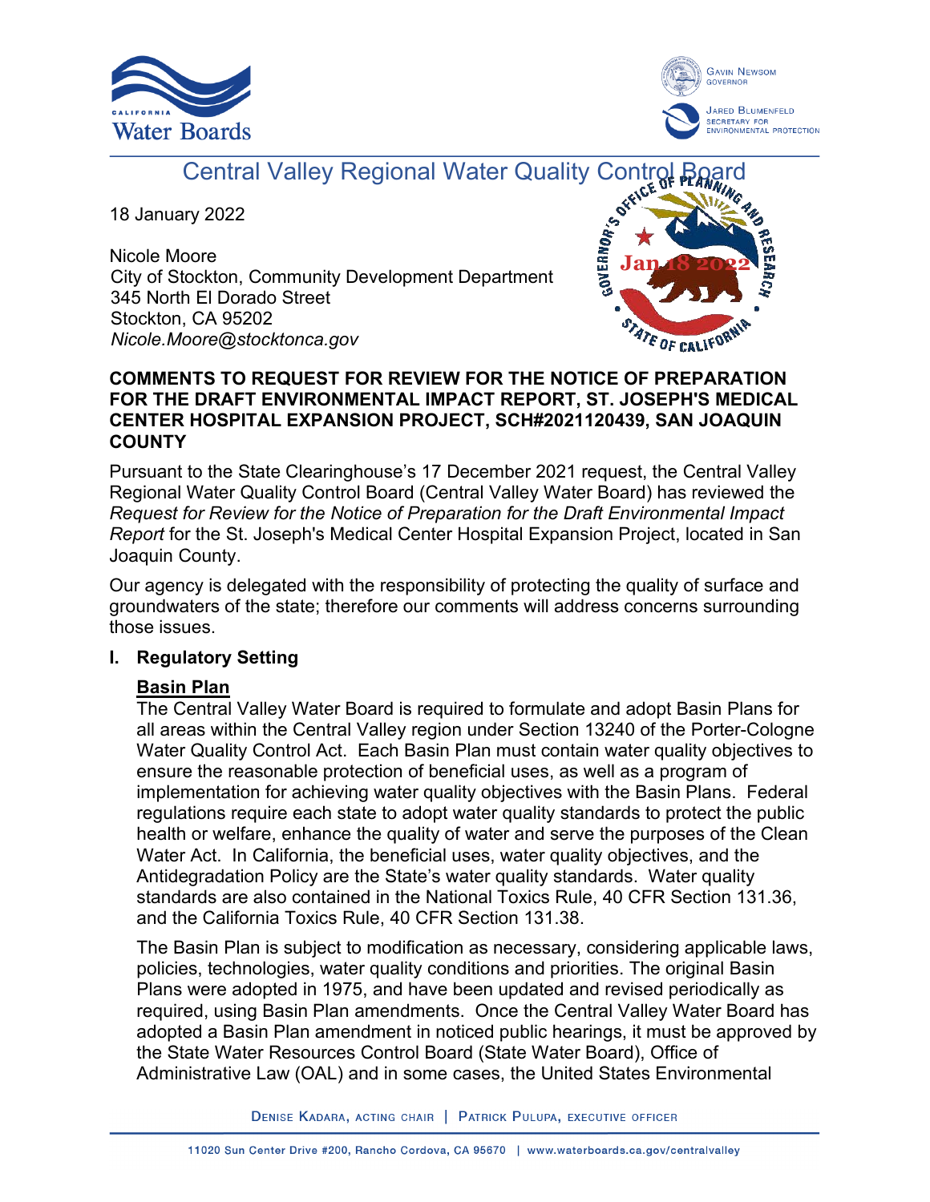# Central Valley Regional Water Quality Control Board

18 January 2022

Nicole Moore
City of Stockton, Community Development Department
345 North El Dorado Street
Stockton, CA 95202
*Nicole.Moore@stocktonca.gov*

**COMMENTS TO REQUEST FOR REVIEW FOR THE NOTICE OF PREPARATION FOR THE DRAFT ENVIRONMENTAL IMPACT REPORT, ST. JOSEPH'S MEDICAL CENTER HOSPITAL EXPANSION PROJECT, SCH#2021120439, SAN JOAQUIN COUNTY**

Pursuant to the State Clearinghouse's 17 December 2021 request, the Central Valley Regional Water Quality Control Board (Central Valley Water Board) has reviewed the *Request for Review for the Notice of Preparation for the Draft Environmental Impact Report* for the St. Joseph's Medical Center Hospital Expansion Project, located in San Joaquin County.

Our agency is delegated with the responsibility of protecting the quality of surface and groundwaters of the state; therefore our comments will address concerns surrounding those issues.

## I. Regulatory Setting

### Basin Plan

The Central Valley Water Board is required to formulate and adopt Basin Plans for all areas within the Central Valley region under Section 13240 of the Porter-Cologne Water Quality Control Act. Each Basin Plan must contain water quality objectives to ensure the reasonable protection of beneficial uses, as well as a program of implementation for achieving water quality objectives with the Basin Plans. Federal regulations require each state to adopt water quality standards to protect the public health or welfare, enhance the quality of water and serve the purposes of the Clean Water Act. In California, the beneficial uses, water quality objectives, and the Antidegradation Policy are the State's water quality standards. Water quality standards are also contained in the National Toxics Rule, 40 CFR Section 131.36, and the California Toxics Rule, 40 CFR Section 131.38.

The Basin Plan is subject to modification as necessary, considering applicable laws, policies, technologies, water quality conditions and priorities. The original Basin Plans were adopted in 1975, and have been updated and revised periodically as required, using Basin Plan amendments. Once the Central Valley Water Board has adopted a Basin Plan amendment in noticed public hearings, it must be approved by the State Water Resources Control Board (State Water Board), Office of Administrative Law (OAL) and in some cases, the United States Environmental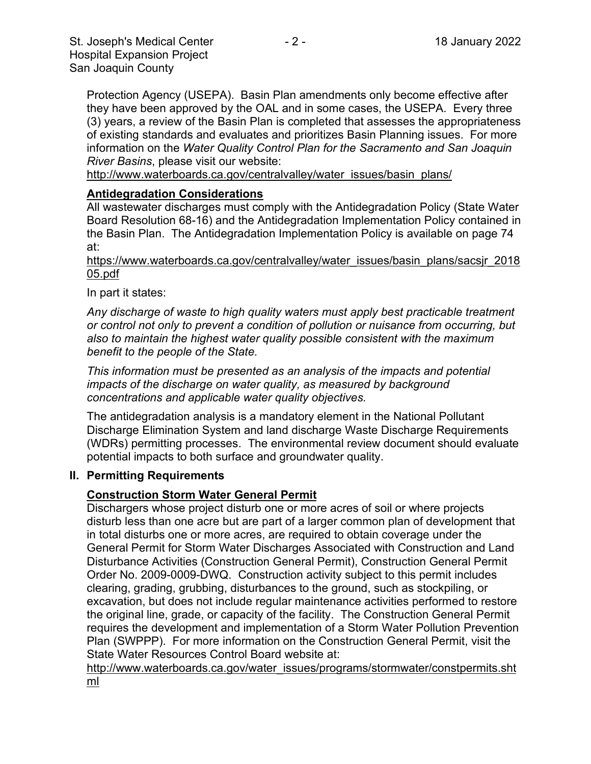Protection Agency (USEPA). Basin Plan amendments only become effective after they have been approved by the OAL and in some cases, the USEPA. Every three (3) years, a review of the Basin Plan is completed that assesses the appropriateness of existing standards and evaluates and prioritizes Basin Planning issues. For more information on the *Water Quality Control Plan for the Sacramento and San Joaquin River Basins*, please visit our website:
http://www.waterboards.ca.gov/centralvalley/water_issues/basin_plans/

**Antidegradation Considerations**

All wastewater discharges must comply with the Antidegradation Policy (State Water Board Resolution 68-16) and the Antidegradation Implementation Policy contained in the Basin Plan. The Antidegradation Implementation Policy is available on page 74 at:
https://www.waterboards.ca.gov/centralvalley/water_issues/basin_plans/sacsjr_201805.pdf

In part it states:

*Any discharge of waste to high quality waters must apply best practicable treatment or control not only to prevent a condition of pollution or nuisance from occurring, but also to maintain the highest water quality possible consistent with the maximum benefit to the people of the State.*

*This information must be presented as an analysis of the impacts and potential impacts of the discharge on water quality, as measured by background concentrations and applicable water quality objectives.*

The antidegradation analysis is a mandatory element in the National Pollutant Discharge Elimination System and land discharge Waste Discharge Requirements (WDRs) permitting processes. The environmental review document should evaluate potential impacts to both surface and groundwater quality.

## II. Permitting Requirements

**Construction Storm Water General Permit**

Dischargers whose project disturb one or more acres of soil or where projects disturb less than one acre but are part of a larger common plan of development that in total disturbs one or more acres, are required to obtain coverage under the General Permit for Storm Water Discharges Associated with Construction and Land Disturbance Activities (Construction General Permit), Construction General Permit Order No. 2009-0009-DWQ. Construction activity subject to this permit includes clearing, grading, grubbing, disturbances to the ground, such as stockpiling, or excavation, but does not include regular maintenance activities performed to restore the original line, grade, or capacity of the facility. The Construction General Permit requires the development and implementation of a Storm Water Pollution Prevention Plan (SWPPP). For more information on the Construction General Permit, visit the State Water Resources Control Board website at:
http://www.waterboards.ca.gov/water_issues/programs/stormwater/constpermits.shtml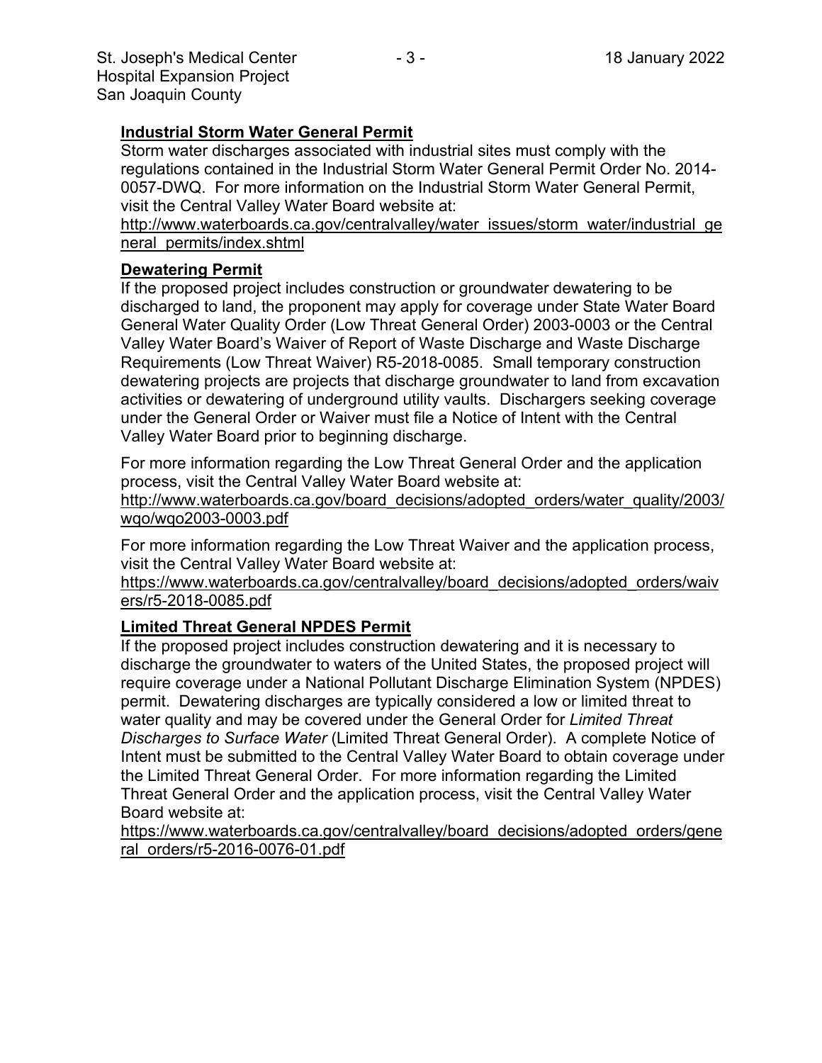**Industrial Storm Water General Permit**

Storm water discharges associated with industrial sites must comply with the regulations contained in the Industrial Storm Water General Permit Order No. 2014-0057-DWQ. For more information on the Industrial Storm Water General Permit, visit the Central Valley Water Board website at:
http://www.waterboards.ca.gov/centralvalley/water_issues/storm_water/industrial_general_permits/index.shtml

**Dewatering Permit**

If the proposed project includes construction or groundwater dewatering to be discharged to land, the proponent may apply for coverage under State Water Board General Water Quality Order (Low Threat General Order) 2003-0003 or the Central Valley Water Board's Waiver of Report of Waste Discharge and Waste Discharge Requirements (Low Threat Waiver) R5-2018-0085. Small temporary construction dewatering projects are projects that discharge groundwater to land from excavation activities or dewatering of underground utility vaults. Dischargers seeking coverage under the General Order or Waiver must file a Notice of Intent with the Central Valley Water Board prior to beginning discharge.

For more information regarding the Low Threat General Order and the application process, visit the Central Valley Water Board website at:
http://www.waterboards.ca.gov/board_decisions/adopted_orders/water_quality/2003/wqo/wqo2003-0003.pdf

For more information regarding the Low Threat Waiver and the application process, visit the Central Valley Water Board website at:
https://www.waterboards.ca.gov/centralvalley/board_decisions/adopted_orders/waivers/r5-2018-0085.pdf

**Limited Threat General NPDES Permit**

If the proposed project includes construction dewatering and it is necessary to discharge the groundwater to waters of the United States, the proposed project will require coverage under a National Pollutant Discharge Elimination System (NPDES) permit. Dewatering discharges are typically considered a low or limited threat to water quality and may be covered under the General Order for *Limited Threat Discharges to Surface Water* (Limited Threat General Order). A complete Notice of Intent must be submitted to the Central Valley Water Board to obtain coverage under the Limited Threat General Order. For more information regarding the Limited Threat General Order and the application process, visit the Central Valley Water Board website at:
https://www.waterboards.ca.gov/centralvalley/board_decisions/adopted_orders/general_orders/r5-2016-0076-01.pdf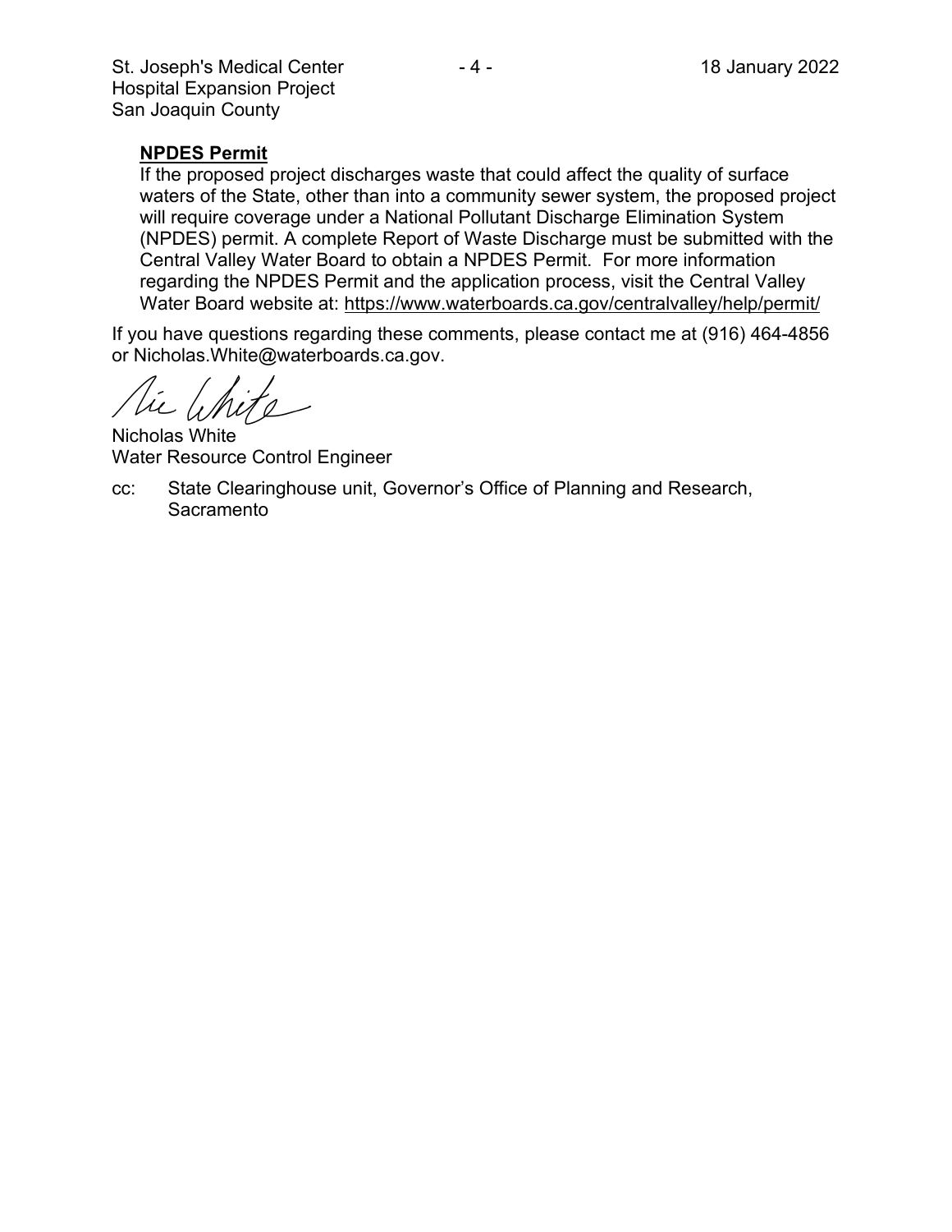**NPDES Permit**

If the proposed project discharges waste that could affect the quality of surface waters of the State, other than into a community sewer system, the proposed project will require coverage under a National Pollutant Discharge Elimination System (NPDES) permit. A complete Report of Waste Discharge must be submitted with the Central Valley Water Board to obtain a NPDES Permit. For more information regarding the NPDES Permit and the application process, visit the Central Valley Water Board website at: https://www.waterboards.ca.gov/centralvalley/help/permit/

If you have questions regarding these comments, please contact me at (916) 464-4856 or Nicholas.White@waterboards.ca.gov.

Nic White

Nicholas White
Water Resource Control Engineer

cc: State Clearinghouse unit, Governor's Office of Planning and Research, Sacramento